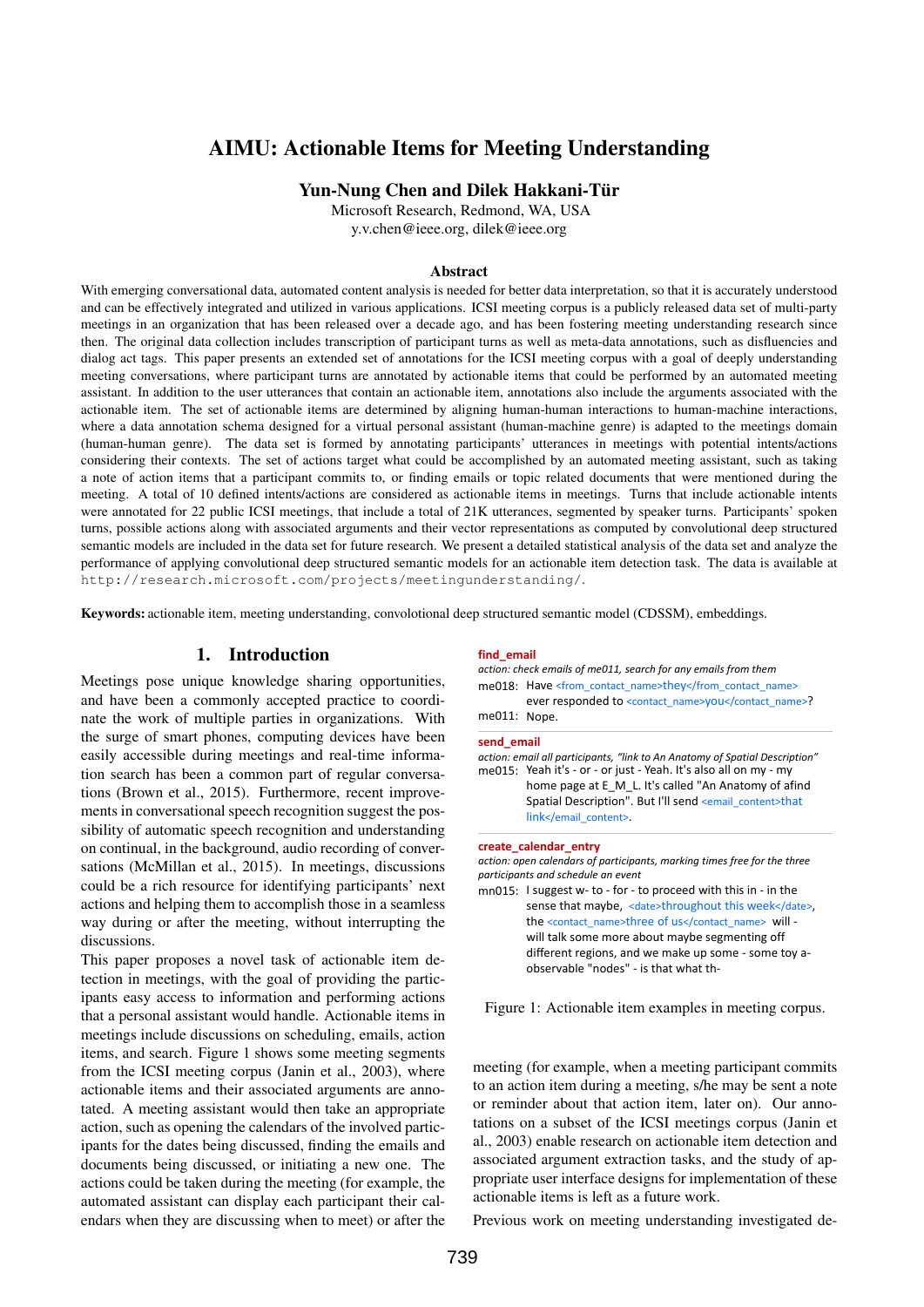# AIMU: Actionable Items for Meeting Understanding

**Yun-Nung Chen and Dilek Hakkani-Tür**

Microsoft Research, Redmond, WA, USA

y.v.chen@ieee.org, dilek@ieee.org

### Abstract

With emerging conversational data, automated content analysis is needed for better data interpretation, so that it is accurately understood and can be effectively integrated and utilized in various applications. ICSI meeting corpus is a publicly released data set of multi-party meetings in an organization that has been released over a decade ago, and has been fostering meeting understanding research since then. The original data collection includes transcription of participant turns as well as meta-data annotations, such as disfluencies and dialog act tags. This paper presents an extended set of annotations for the ICSI meeting corpus with a goal of deeply understanding meeting conversations, where participant turns are annotated by actionable items that could be performed by an automated meeting assistant. In addition to the user utterances that contain an actionable item, annotations also include the arguments associated with the actionable item. The set of actionable items are determined by aligning human-human interactions to human-machine interactions, where a data annotation schema designed for a virtual personal assistant (human-machine genre) is adapted to the meetings domain (human-human genre). The data set is formed by annotating participants' utterances in meetings with potential intents/actions considering their contexts. The set of actions target what could be accomplished by an automated meeting assistant, such as taking a note of action items that a participant commits to, or finding emails or topic related documents that were mentioned during the meeting. A total of 10 defined intents/actions are considered as actionable items in meetings. Turns that include actionable intents were annotated for 22 public ICSI meetings, that include a total of 21K utterances, segmented by speaker turns. Participants' spoken turns, possible actions along with associated arguments and their vector representations as computed by convolutional deep structured semantic models are included in the data set for future research. We present a detailed statistical analysis of the data set and analyze the performance of applying convolutional deep structured semantic models for an actionable item detection task. The data is available at http://research.microsoft.com/projects/meetingunderstanding/.

**Keywords:** actionable item, meeting understanding, convolotional deep structured semantic model (CDSSM), embeddings.

## 1. Introduction

Meetings pose unique knowledge sharing opportunities, and have been a commonly accepted practice to coordinate the work of multiple parties in organizations. With the surge of smart phones, computing devices have been easily accessible during meetings and real-time information search has been a common part of regular conversations (Brown et al., 2015). Furthermore, recent improvements in conversational speech recognition suggest the possibility of automatic speech recognition and understanding on continual, in the background, audio recording of conversations (McMillan et al., 2015). In meetings, discussions could be a rich resource for identifying participants' next actions and helping them to accomplish those in a seamless way during or after the meeting, without interrupting the discussions.

This paper proposes a novel task of actionable item detection in meetings, with the goal of providing the participants easy access to information and performing actions that a personal assistant would handle. Actionable items in meetings include discussions on scheduling, emails, action items, and search. Figure 1 shows some meeting segments from the ICSI meeting corpus (Janin et al., 2003), where actionable items and their associated arguments are annotated. A meeting assistant would then take an appropriate action, such as opening the calendars of the involved participants for the dates being discussed, finding the emails and documents being discussed, or initiating a new one. The actions could be taken during the meeting (for example, the automated assistant can display each participant their calendars when they are discussing when to meet) or after the meeting (for example, when a meeting participant commits to an action item during a meeting, s/he may be sent a note or reminder about that action item, later on). Our annotations on a subset of the ICSI meetings corpus (Janin et al., 2003) enable research on actionable item detection and associated argument extraction tasks, and the study of appropriate user interface designs for implementation of these actionable items is left as a future work.

Previous work on meeting understanding investigated de-

**find_email**

*action: check emails of me011, search for any emails from them*

me018: Have <from_contact_name>they</from_contact_name> ever responded to <contact_name>you</contact_name>?

me011: Nope.

**send_email**

*action: email all participants, "link to An Anatomy of Spatial Description"*

me015: Yeah it's - or - or just - Yeah. It's also all on my - my home page at E_M_L. It's called "An Anatomy of afind Spatial Description". But I'll send <email_content>that link</email_content>.

**create_calendar_entry**

*action: open calendars of participants, marking times free for the three participants and schedule an event*

mn015: I suggest w- to - for - to proceed with this in - in the sense that maybe, <date>throughout this week</date>, the <contact_name>three of us</contact_name> will - will talk some more about maybe segmenting off different regions, and we make up some - some toy a-observable "nodes" - is that what th-

Figure 1: Actionable item examples in meeting corpus.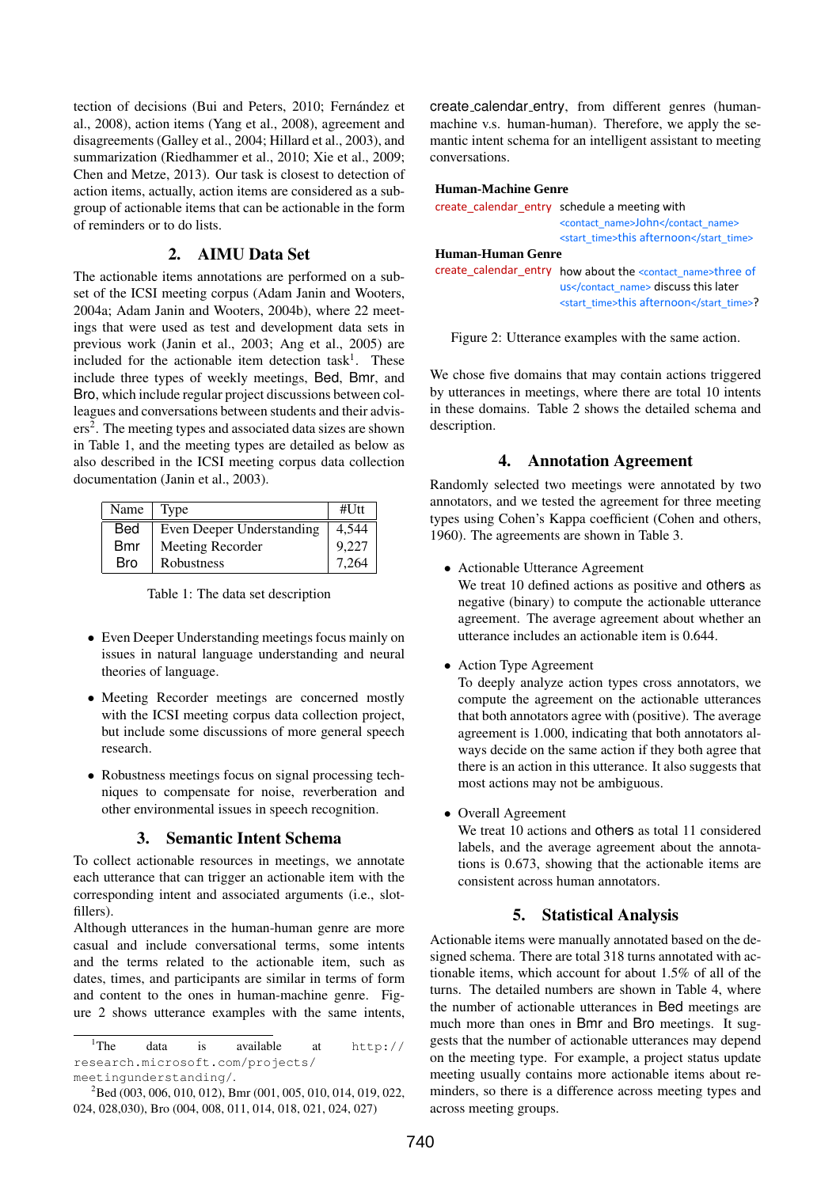tection of decisions (Bui and Peters, 2010; Fernández et al., 2008), action items (Yang et al., 2008), agreement and disagreements (Galley et al., 2004; Hillard et al., 2003), and summarization (Riedhammer et al., 2010; Xie et al., 2009; Chen and Metze, 2013). Our task is closest to detection of action items, actually, action items are considered as a subgroup of actionable items that can be actionable in the form of reminders or to do lists.

## 2. AIMU Data Set

The actionable items annotations are performed on a subset of the ICSI meeting corpus (Adam Janin and Wooters, 2004a; Adam Janin and Wooters, 2004b), where 22 meetings that were used as test and development data sets in previous work (Janin et al., 2003; Ang et al., 2005) are included for the actionable item detection task[1]. These include three types of weekly meetings, Bed, Bmr, and Bro, which include regular project discussions between colleagues and conversations between students and their advisers[2]. The meeting types and associated data sizes are shown in Table 1, and the meeting types are detailed as below as also described in the ICSI meeting corpus data collection documentation (Janin et al., 2003).

| Name | Type | #Utt |
|---|---|---|
| Bed | Even Deeper Understanding | 4,544 |
| Bmr | Meeting Recorder | 9,227 |
| Bro | Robustness | 7,264 |

Table 1: The data set description

- Even Deeper Understanding meetings focus mainly on issues in natural language understanding and neural theories of language.
- Meeting Recorder meetings are concerned mostly with the ICSI meeting corpus data collection project, but include some discussions of more general speech research.
- Robustness meetings focus on signal processing techniques to compensate for noise, reverberation and other environmental issues in speech recognition.

## 3. Semantic Intent Schema

To collect actionable resources in meetings, we annotate each utterance that can trigger an actionable item with the corresponding intent and associated arguments (i.e., slot-fillers).

Although utterances in the human-human genre are more casual and include conversational terms, some intents and the terms related to the actionable item, such as dates, times, and participants are similar in terms of form and content to the ones in human-machine genre. Figure 2 shows utterance examples with the same intents, create_calendar_entry, from different genres (human-machine v.s. human-human). Therefore, we apply the semantic intent schema for an intelligent assistant to meeting conversations.

**Human-Machine Genre**

create_calendar_entry schedule a meeting with <contact_name>John</contact_name> <start_time>this afternoon</start_time>

**Human-Human Genre**

create_calendar_entry how about the <contact_name>three of us</contact_name> discuss this later <start_time>this afternoon</start_time>?

Figure 2: Utterance examples with the same action.

We chose five domains that may contain actions triggered by utterances in meetings, where there are total 10 intents in these domains. Table 2 shows the detailed schema and description.

## 4. Annotation Agreement

Randomly selected two meetings were annotated by two annotators, and we tested the agreement for three meeting types using Cohen's Kappa coefficient (Cohen and others, 1960). The agreements are shown in Table 3.

- Actionable Utterance Agreement
  We treat 10 defined actions as positive and others as negative (binary) to compute the actionable utterance agreement. The average agreement about whether an utterance includes an actionable item is 0.644.
- Action Type Agreement
  To deeply analyze action types cross annotators, we compute the agreement on the actionable utterances that both annotators agree with (positive). The average agreement is 1.000, indicating that both annotators always decide on the same action if they both agree that there is an action in this utterance. It also suggests that most actions may not be ambiguous.
- Overall Agreement
  We treat 10 actions and others as total 11 considered labels, and the average agreement about the annotations is 0.673, showing that the actionable items are consistent across human annotators.

## 5. Statistical Analysis

Actionable items were manually annotated based on the designed schema. There are total 318 turns annotated with actionable items, which account for about 1.5% of all of the turns. The detailed numbers are shown in Table 4, where the number of actionable utterances in Bed meetings are much more than ones in Bmr and Bro meetings. It suggests that the number of actionable utterances may depend on the meeting type. For example, a project status update meeting usually contains more actionable items about reminders, so there is a difference across meeting types and across meeting groups.

---

[1]The data is available at http://research.microsoft.com/projects/meetingunderstanding/.

[2]Bed (003, 006, 010, 012), Bmr (001, 005, 010, 014, 019, 022, 024, 028,030), Bro (004, 008, 011, 014, 018, 021, 024, 027)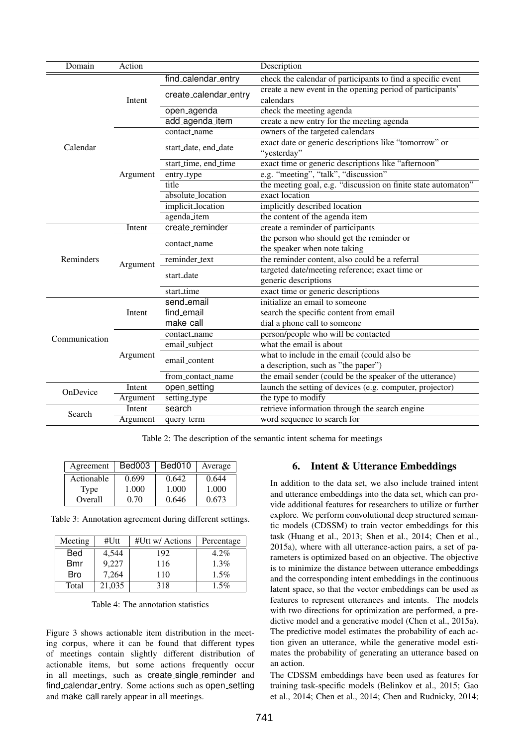| Domain | Action | | Description |
|---|---|---|---|
| Calendar | Intent | find_calendar_entry | check the calendar of participants to find a specific event |
| | | create_calendar_entry | create a new event in the opening period of participants' calendars |
| | | open_agenda | check the meeting agenda |
| | | add_agenda_item | create a new entry for the meeting agenda |
| | Argument | contact_name | owners of the targeted calendars |
| | | start_date, end_date | exact date or generic descriptions like "tomorrow" or "yesterday" |
| | | start_time, end_time | exact time or generic descriptions like "afternoon" |
| | | entry_type | e.g. "meeting", "talk", "discussion" |
| | | title | the meeting goal, e.g. "discussion on finite state automaton" |
| | | absolute_location | exact location |
| | | implicit_location | implicitly described location |
| | | agenda_item | the content of the agenda item |
| Reminders | Intent | create_reminder | create a reminder of participants |
| | Argument | contact_name | the person who should get the reminder or the speaker when note taking |
| | | reminder_text | the reminder content, also could be a referral |
| | | start_date | targeted date/meeting reference; exact time or generic descriptions |
| | | start_time | exact time or generic descriptions |
| Communication | Intent | send_email | initialize an email to someone |
| | | find_email | search the specific content from email |
| | | make_call | dial a phone call to someone |
| | Argument | contact_name | person/people who will be contacted |
| | | email_subject | what the email is about |
| | | email_content | what to include in the email (could also be a description, such as "the paper") |
| | | from_contact_name | the email sender (could be the speaker of the utterance) |
| OnDevice | Intent | open_setting | launch the setting of devices (e.g. computer, projector) |
| | Argument | setting_type | the type to modify |
| Search | Intent | search | retrieve information through the search engine |
| | Argument | query_term | word sequence to search for |

Table 2: The description of the semantic intent schema for meetings

| Agreement | Bed003 | Bed010 | Average |
|---|---|---|---|
| Actionable | 0.699 | 0.642 | 0.644 |
| Type | 1.000 | 1.000 | 1.000 |
| Overall | 0.70 | 0.646 | 0.673 |

Table 3: Annotation agreement during different settings.

| Meeting | #Utt | #Utt w/ Actions | Percentage |
|---|---|---|---|
| Bed | 4,544 | 192 | 4.2% |
| Bmr | 9,227 | 116 | 1.3% |
| Bro | 7,264 | 110 | 1.5% |
| Total | 21,035 | 318 | 1.5% |

Table 4: The annotation statistics

Figure 3 shows actionable item distribution in the meeting corpus, where it can be found that different types of meetings contain slightly different distribution of actionable items, but some actions frequently occur in all meetings, such as create_single_reminder and find_calendar_entry. Some actions such as open_setting and make_call rarely appear in all meetings.

## 6. Intent & Utterance Embeddings

In addition to the data set, we also include trained intent and utterance embeddings into the data set, which can provide additional features for researchers to utilize or further explore. We perform convolutional deep structured semantic models (CDSSM) to train vector embeddings for this task (Huang et al., 2013; Shen et al., 2014; Chen et al., 2015a), where with all utterance-action pairs, a set of parameters is optimized based on an objective. The objective is to minimize the distance between utterance embeddings and the corresponding intent embeddings in the continuous latent space, so that the vector embeddings can be used as features to represent utterances and intents. The models with two directions for optimization are performed, a predictive model and a generative model (Chen et al., 2015a). The predictive model estimates the probability of each action given an utterance, while the generative model estimates the probability of generating an utterance based on an action.

The CDSSM embeddings have been used as features for training task-specific models (Belinkov et al., 2015; Gao et al., 2014; Chen et al., 2014; Chen and Rudnicky, 2014;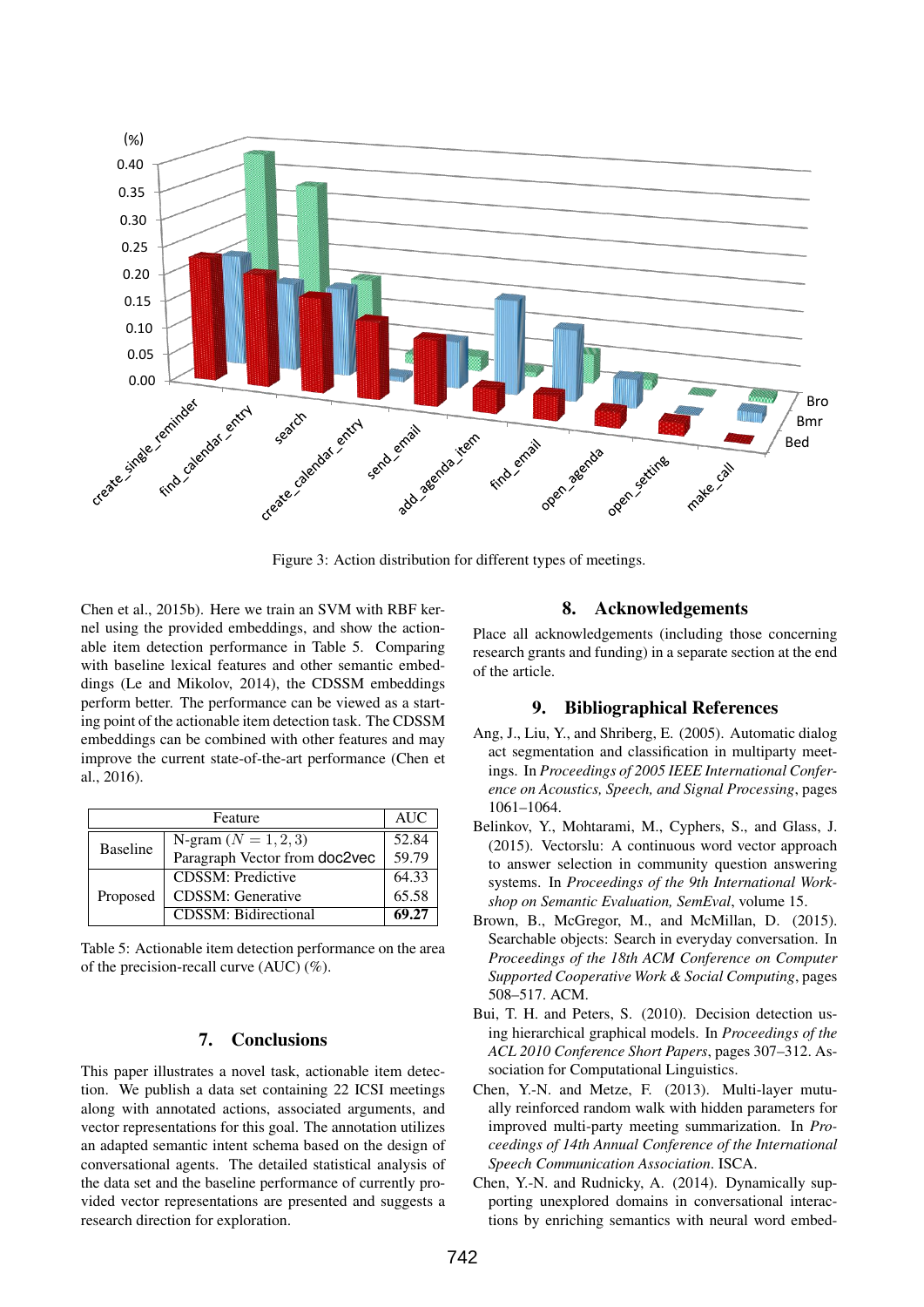Figure 3: Action distribution for different types of meetings.

Chen et al., 2015b). Here we train an SVM with RBF kernel using the provided embeddings, and show the actionable item detection performance in Table 5. Comparing with baseline lexical features and other semantic embeddings (Le and Mikolov, 2014), the CDSSM embeddings perform better. The performance can be viewed as a starting point of the actionable item detection task. The CDSSM embeddings can be combined with other features and may improve the current state-of-the-art performance (Chen et al., 2016).

| Feature | | AUC |
|---|---|---|
| Baseline | N-gram ($N = 1, 2, 3$) | 52.84 |
| | Paragraph Vector from doc2vec | 59.79 |
| Proposed | CDSSM: Predictive | 64.33 |
| | CDSSM: Generative | 65.58 |
| | CDSSM: Bidirectional | **69.27** |

Table 5: Actionable item detection performance on the area of the precision-recall curve (AUC) (%).

## 7. Conclusions

This paper illustrates a novel task, actionable item detection. We publish a data set containing 22 ICSI meetings along with annotated actions, associated arguments, and vector representations for this goal. The annotation utilizes an adapted semantic intent schema based on the design of conversational agents. The detailed statistical analysis of the data set and the baseline performance of currently provided vector representations are presented and suggests a research direction for exploration.

## 8. Acknowledgements

Place all acknowledgements (including those concerning research grants and funding) in a separate section at the end of the article.

## 9. Bibliographical References

Ang, J., Liu, Y., and Shriberg, E. (2005). Automatic dialog act segmentation and classification in multiparty meetings. In *Proceedings of 2005 IEEE International Conference on Acoustics, Speech, and Signal Processing*, pages 1061–1064.

Belinkov, Y., Mohtarami, M., Cyphers, S., and Glass, J. (2015). Vectorslu: A continuous word vector approach to answer selection in community question answering systems. In *Proceedings of the 9th International Workshop on Semantic Evaluation, SemEval*, volume 15.

Brown, B., McGregor, M., and McMillan, D. (2015). Searchable objects: Search in everyday conversation. In *Proceedings of the 18th ACM Conference on Computer Supported Cooperative Work & Social Computing*, pages 508–517. ACM.

Bui, T. H. and Peters, S. (2010). Decision detection using hierarchical graphical models. In *Proceedings of the ACL 2010 Conference Short Papers*, pages 307–312. Association for Computational Linguistics.

Chen, Y.-N. and Metze, F. (2013). Multi-layer mutually reinforced random walk with hidden parameters for improved multi-party meeting summarization. In *Proceedings of 14th Annual Conference of the International Speech Communication Association*. ISCA.

Chen, Y.-N. and Rudnicky, A. (2014). Dynamically supporting unexplored domains in conversational interactions by enriching semantics with neural word embed-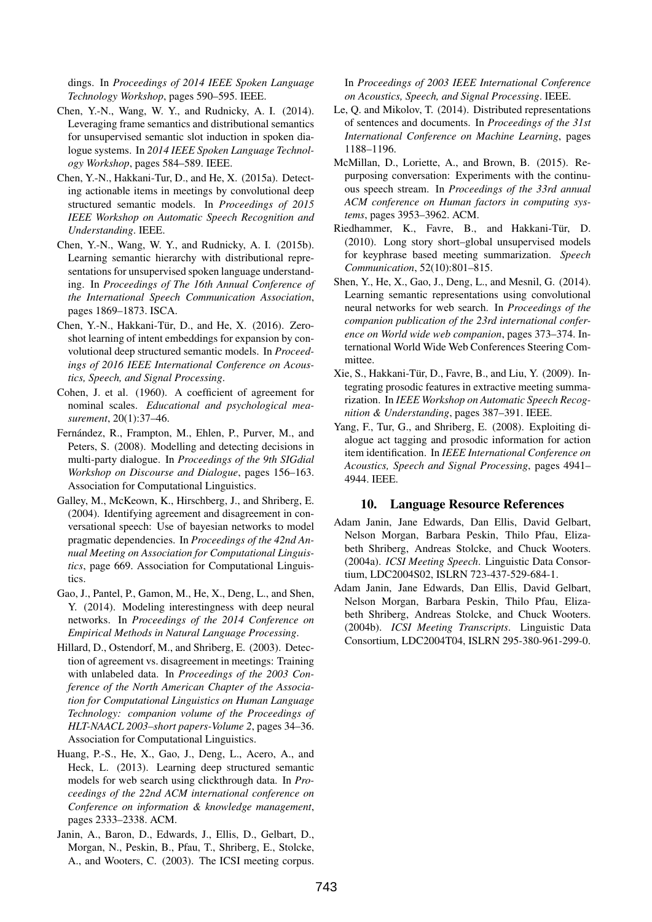dings. In *Proceedings of 2014 IEEE Spoken Language Technology Workshop*, pages 590–595. IEEE.

Chen, Y.-N., Wang, W. Y., and Rudnicky, A. I. (2014). Leveraging frame semantics and distributional semantics for unsupervised semantic slot induction in spoken dialogue systems. In *2014 IEEE Spoken Language Technology Workshop*, pages 584–589. IEEE.

Chen, Y.-N., Hakkani-Tur, D., and He, X. (2015a). Detecting actionable items in meetings by convolutional deep structured semantic models. In *Proceedings of 2015 IEEE Workshop on Automatic Speech Recognition and Understanding*. IEEE.

Chen, Y.-N., Wang, W. Y., and Rudnicky, A. I. (2015b). Learning semantic hierarchy with distributional representations for unsupervised spoken language understanding. In *Proceedings of The 16th Annual Conference of the International Speech Communication Association*, pages 1869–1873. ISCA.

Chen, Y.-N., Hakkani-Tür, D., and He, X. (2016). Zero-shot learning of intent embeddings for expansion by convolutional deep structured semantic models. In *Proceedings of 2016 IEEE International Conference on Acoustics, Speech, and Signal Processing*.

Cohen, J. et al. (1960). A coefficient of agreement for nominal scales. *Educational and psychological measurement*, 20(1):37–46.

Fernández, R., Frampton, M., Ehlen, P., Purver, M., and Peters, S. (2008). Modelling and detecting decisions in multi-party dialogue. In *Proceedings of the 9th SIGdial Workshop on Discourse and Dialogue*, pages 156–163. Association for Computational Linguistics.

Galley, M., McKeown, K., Hirschberg, J., and Shriberg, E. (2004). Identifying agreement and disagreement in conversational speech: Use of bayesian networks to model pragmatic dependencies. In *Proceedings of the 42nd Annual Meeting on Association for Computational Linguistics*, page 669. Association for Computational Linguistics.

Gao, J., Pantel, P., Gamon, M., He, X., Deng, L., and Shen, Y. (2014). Modeling interestingness with deep neural networks. In *Proceedings of the 2014 Conference on Empirical Methods in Natural Language Processing*.

Hillard, D., Ostendorf, M., and Shriberg, E. (2003). Detection of agreement vs. disagreement in meetings: Training with unlabeled data. In *Proceedings of the 2003 Conference of the North American Chapter of the Association for Computational Linguistics on Human Language Technology: companion volume of the Proceedings of HLT-NAACL 2003–short papers-Volume 2*, pages 34–36. Association for Computational Linguistics.

Huang, P.-S., He, X., Gao, J., Deng, L., Acero, A., and Heck, L. (2013). Learning deep structured semantic models for web search using clickthrough data. In *Proceedings of the 22nd ACM international conference on Conference on information & knowledge management*, pages 2333–2338. ACM.

Janin, A., Baron, D., Edwards, J., Ellis, D., Gelbart, D., Morgan, N., Peskin, B., Pfau, T., Shriberg, E., Stolcke, A., and Wooters, C. (2003). The ICSI meeting corpus. In *Proceedings of 2003 IEEE International Conference on Acoustics, Speech, and Signal Processing*. IEEE.

Le, Q. and Mikolov, T. (2014). Distributed representations of sentences and documents. In *Proceedings of the 31st International Conference on Machine Learning*, pages 1188–1196.

McMillan, D., Loriette, A., and Brown, B. (2015). Repurposing conversation: Experiments with the continuous speech stream. In *Proceedings of the 33rd annual ACM conference on Human factors in computing systems*, pages 3953–3962. ACM.

Riedhammer, K., Favre, B., and Hakkani-Tür, D. (2010). Long story short–global unsupervised models for keyphrase based meeting summarization. *Speech Communication*, 52(10):801–815.

Shen, Y., He, X., Gao, J., Deng, L., and Mesnil, G. (2014). Learning semantic representations using convolutional neural networks for web search. In *Proceedings of the companion publication of the 23rd international conference on World wide web companion*, pages 373–374. International World Wide Web Conferences Steering Committee.

Xie, S., Hakkani-Tür, D., Favre, B., and Liu, Y. (2009). Integrating prosodic features in extractive meeting summarization. In *IEEE Workshop on Automatic Speech Recognition & Understanding*, pages 387–391. IEEE.

Yang, F., Tur, G., and Shriberg, E. (2008). Exploiting dialogue act tagging and prosodic information for action item identification. In *IEEE International Conference on Acoustics, Speech and Signal Processing*, pages 4941–4944. IEEE.

## 10. Language Resource References

Adam Janin, Jane Edwards, Dan Ellis, David Gelbart, Nelson Morgan, Barbara Peskin, Thilo Pfau, Elizabeth Shriberg, Andreas Stolcke, and Chuck Wooters. (2004a). *ICSI Meeting Speech*. Linguistic Data Consortium, LDC2004S02, ISLRN 723-437-529-684-1.

Adam Janin, Jane Edwards, Dan Ellis, David Gelbart, Nelson Morgan, Barbara Peskin, Thilo Pfau, Elizabeth Shriberg, Andreas Stolcke, and Chuck Wooters. (2004b). *ICSI Meeting Transcripts*. Linguistic Data Consortium, LDC2004T04, ISLRN 295-380-961-299-0.